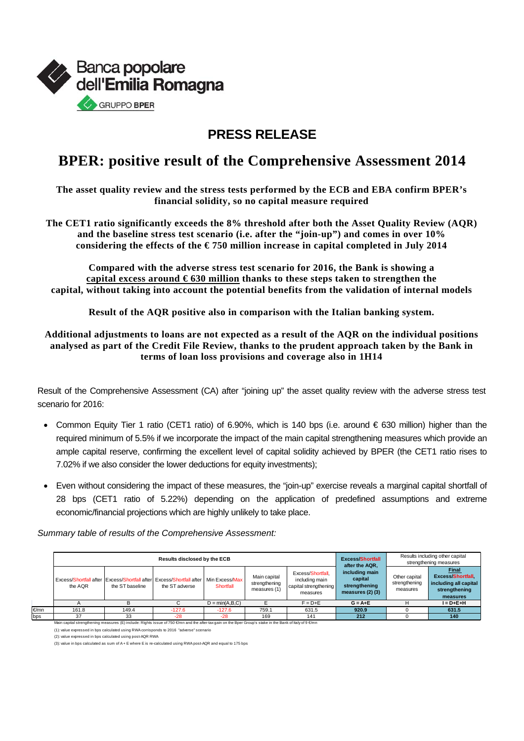Banca popolare dell'Emilia Romagna

GRUPPO BPER

## PRESS RELEASE

# BPER: positive result of the Comprehensive Assessment 2014

**The asset quality review and the stress tests performed by the ECB and EBA confirm BPER's financial solidity, so no capital measure required**

**The CET1 ratio significantly exceeds the 8% threshold after both the Asset Quality Review (AQR) and the baseline stress test scenario (i.e. after the "join-up") and comes in over 10% considering the effects of the € 750 million increase in capital completed in July 2014**

**Compared with the adverse stress test scenario for 2016, the Bank is showing a capital excess around € 630 million thanks to these steps taken to strengthen the capital, without taking into account the potential benefits from the validation of internal models**

**Result of the AQR positive also in comparison with the Italian banking system.**

**Additional adjustments to loans are not expected as a result of the AQR on the individual positions analysed as part of the Credit File Review, thanks to the prudent approach taken by the Bank in terms of loan loss provisions and coverage also in 1H14**

Result of the Comprehensive Assessment (CA) after "joining up" the asset quality review with the adverse stress test scenario for 2016:

- Common Equity Tier 1 ratio (CET1 ratio) of 6.90%, which is 140 bps (i.e. around € 630 million) higher than the required minimum of 5.5% if we incorporate the impact of the main capital strengthening measures which provide an ample capital reserve, confirming the excellent level of capital solidity achieved by BPER (the CET1 ratio rises to 7.02% if we also consider the lower deductions for equity investments);
- Even without considering the impact of these measures, the "join-up" exercise reveals a marginal capital shortfall of 28 bps (CET1 ratio of 5.22%) depending on the application of predefined assumptions and extreme economic/financial projections which are highly unlikely to take place.

*Summary table of results of the Comprehensive Assessment:*

| | Results disclosed by the ECB | | | | | | Excess/Shortfall after the AQR, including main capital strengthening measures (2) (3) | Results including other capital strengthening measures | |
|---|---|---|---|---|---|---|---|---|---|
| | Excess/Shortfall after the AQR | Excess/Shortfall after the ST baseline | Excess/Shortfall after the ST adverse | Min Excess/Max Shortfall | Main capital strengthening measures (1) | Excess/Shortfall, including main capital strengthening measures | | Other capital strengthening measures | Final Excess/Shortfall, including all capital strengthening measures |
| | A | B | C | D = min(A,B,C) | E | F = D+E | G = A+E | H | I = D+E+H |
| €/mn | 161.8 | 149.4 | -127.6 | -127.6 | 759.1 | 631.5 | 920.9 | 0 | 631.5 |
| bps | 37 | 33 | -28 | -28 | 169 | 141 | 212 | 0 | 140 |

Main capital strengthening measures (E) include: Rights issue of 750 €mn and the after-tax gain on the Bper Group's stake in the Bank of Italy of 9 €/mn

(1): value expressed in bps calculated using RWA corrisponds to 2016 "adverse" scenario

(2): value expressed in bps calculated using post-AQR RWA

(3): value in bps calculated as sum of A + E where E is re-calculated using RWA post-AQR and equal to 175 bps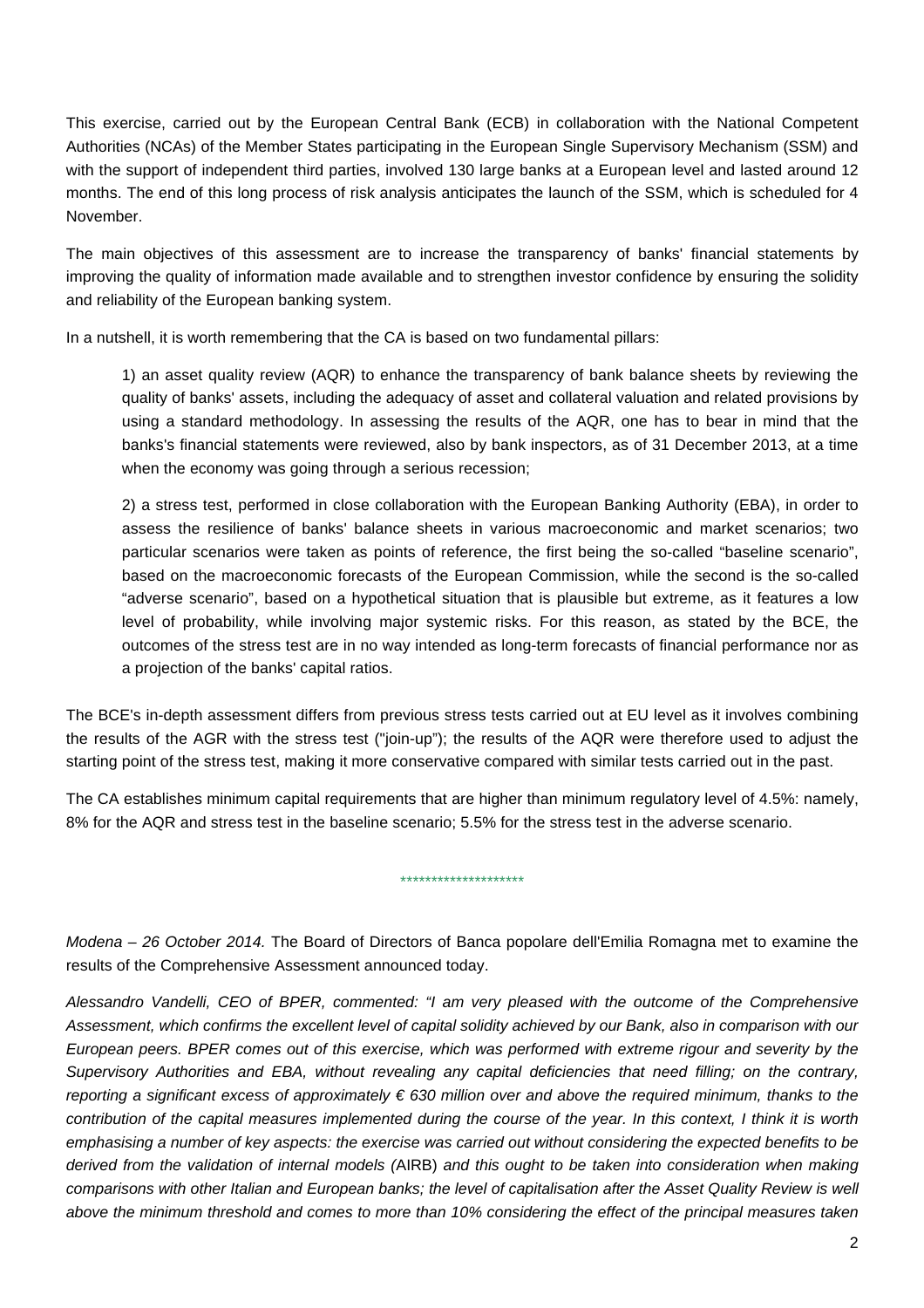This exercise, carried out by the European Central Bank (ECB) in collaboration with the National Competent Authorities (NCAs) of the Member States participating in the European Single Supervisory Mechanism (SSM) and with the support of independent third parties, involved 130 large banks at a European level and lasted around 12 months. The end of this long process of risk analysis anticipates the launch of the SSM, which is scheduled for 4 November.

The main objectives of this assessment are to increase the transparency of banks' financial statements by improving the quality of information made available and to strengthen investor confidence by ensuring the solidity and reliability of the European banking system.

In a nutshell, it is worth remembering that the CA is based on two fundamental pillars:

1) an asset quality review (AQR) to enhance the transparency of bank balance sheets by reviewing the quality of banks' assets, including the adequacy of asset and collateral valuation and related provisions by using a standard methodology. In assessing the results of the AQR, one has to bear in mind that the banks's financial statements were reviewed, also by bank inspectors, as of 31 December 2013, at a time when the economy was going through a serious recession;

2) a stress test, performed in close collaboration with the European Banking Authority (EBA), in order to assess the resilience of banks' balance sheets in various macroeconomic and market scenarios; two particular scenarios were taken as points of reference, the first being the so-called "baseline scenario", based on the macroeconomic forecasts of the European Commission, while the second is the so-called "adverse scenario", based on a hypothetical situation that is plausible but extreme, as it features a low level of probability, while involving major systemic risks. For this reason, as stated by the BCE, the outcomes of the stress test are in no way intended as long-term forecasts of financial performance nor as a projection of the banks' capital ratios.

The BCE's in-depth assessment differs from previous stress tests carried out at EU level as it involves combining the results of the AGR with the stress test ("join-up"); the results of the AQR were therefore used to adjust the starting point of the stress test, making it more conservative compared with similar tests carried out in the past.

The CA establishes minimum capital requirements that are higher than minimum regulatory level of 4.5%: namely, 8% for the AQR and stress test in the baseline scenario; 5.5% for the stress test in the adverse scenario.

********************

*Modena – 26 October 2014.* The Board of Directors of Banca popolare dell'Emilia Romagna met to examine the results of the Comprehensive Assessment announced today.

*Alessandro Vandelli, CEO of BPER, commented: "I am very pleased with the outcome of the Comprehensive Assessment, which confirms the excellent level of capital solidity achieved by our Bank, also in comparison with our European peers. BPER comes out of this exercise, which was performed with extreme rigour and severity by the Supervisory Authorities and EBA, without revealing any capital deficiencies that need filling; on the contrary, reporting a significant excess of approximately € 630 million over and above the required minimum, thanks to the contribution of the capital measures implemented during the course of the year. In this context, I think it is worth emphasising a number of key aspects: the exercise was carried out without considering the expected benefits to be derived from the validation of internal models (*AIRB*) and this ought to be taken into consideration when making comparisons with other Italian and European banks; the level of capitalisation after the Asset Quality Review is well above the minimum threshold and comes to more than 10% considering the effect of the principal measures taken*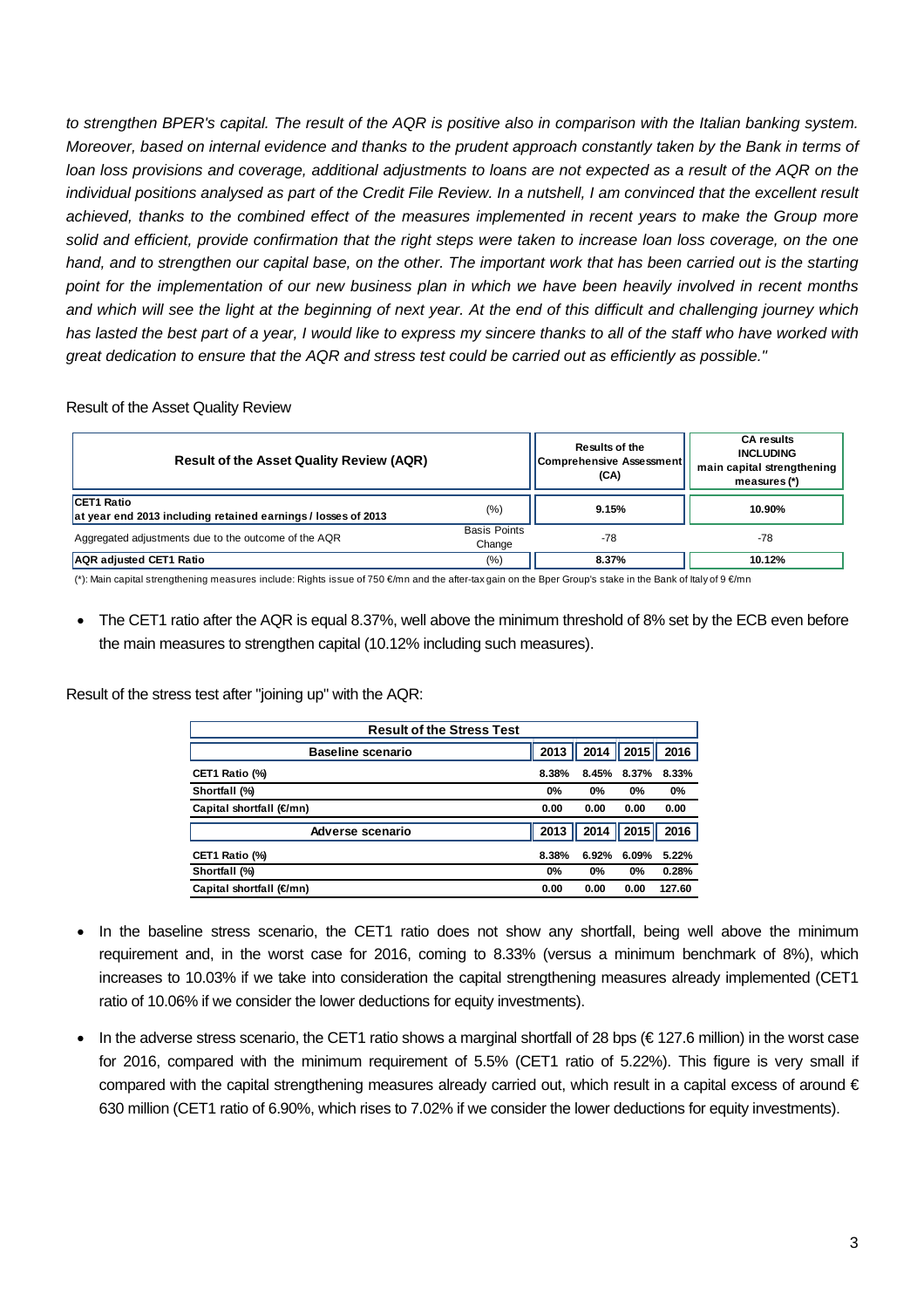*to strengthen BPER's capital. The result of the AQR is positive also in comparison with the Italian banking system. Moreover, based on internal evidence and thanks to the prudent approach constantly taken by the Bank in terms of loan loss provisions and coverage, additional adjustments to loans are not expected as a result of the AQR on the individual positions analysed as part of the Credit File Review. In a nutshell, I am convinced that the excellent result achieved, thanks to the combined effect of the measures implemented in recent years to make the Group more solid and efficient, provide confirmation that the right steps were taken to increase loan loss coverage, on the one hand, and to strengthen our capital base, on the other. The important work that has been carried out is the starting point for the implementation of our new business plan in which we have been heavily involved in recent months and which will see the light at the beginning of next year. At the end of this difficult and challenging journey which has lasted the best part of a year, I would like to express my sincere thanks to all of the staff who have worked with great dedication to ensure that the AQR and stress test could be carried out as efficiently as possible."*

Result of the Asset Quality Review

| **Result of the Asset Quality Review (AQR)** | | **Results of the Comprehensive Assessment (CA)** | **CA results INCLUDING main capital strengthening measures (\*)** |
|---|---|---|---|
| **CET1 Ratio at year end 2013 including retained earnings / losses of 2013** | (%) | **9.15%** | **10.90%** |
| Aggregated adjustments due to the outcome of the AQR | Basis Points Change | -78 | -78 |
| **AQR adjusted CET1 Ratio** | (%) | **8.37%** | **10.12%** |

(\*): Main capital strengthening measures include: Rights issue of 750 €/mn and the after-tax gain on the Bper Group's stake in the Bank of Italy of 9 €/mn

- The CET1 ratio after the AQR is equal 8.37%, well above the minimum threshold of 8% set by the ECB even before the main measures to strengthen capital (10.12% including such measures).

Result of the stress test after "joining up" with the AQR:

| **Result of the Stress Test** | | | | |
|---|---|---|---|---|
| **Baseline scenario** | **2013** | **2014** | **2015** | **2016** |
| **CET1 Ratio (%)** | **8.38%** | **8.45%** | **8.37%** | **8.33%** |
| **Shortfall (%)** | **0%** | **0%** | **0%** | **0%** |
| **Capital shortfall (€/mn)** | **0.00** | **0.00** | **0.00** | **0.00** |
| **Adverse scenario** | **2013** | **2014** | **2015** | **2016** |
| **CET1 Ratio (%)** | **8.38%** | **6.92%** | **6.09%** | **5.22%** |
| **Shortfall (%)** | **0%** | **0%** | **0%** | **0.28%** |
| **Capital shortfall (€/mn)** | **0.00** | **0.00** | **0.00** | **127.60** |

- In the baseline stress scenario, the CET1 ratio does not show any shortfall, being well above the minimum requirement and, in the worst case for 2016, coming to 8.33% (versus a minimum benchmark of 8%), which increases to 10.03% if we take into consideration the capital strengthening measures already implemented (CET1 ratio of 10.06% if we consider the lower deductions for equity investments).

- In the adverse stress scenario, the CET1 ratio shows a marginal shortfall of 28 bps (€ 127.6 million) in the worst case for 2016, compared with the minimum requirement of 5.5% (CET1 ratio of 5.22%). This figure is very small if compared with the capital strengthening measures already carried out, which result in a capital excess of around € 630 million (CET1 ratio of 6.90%, which rises to 7.02% if we consider the lower deductions for equity investments).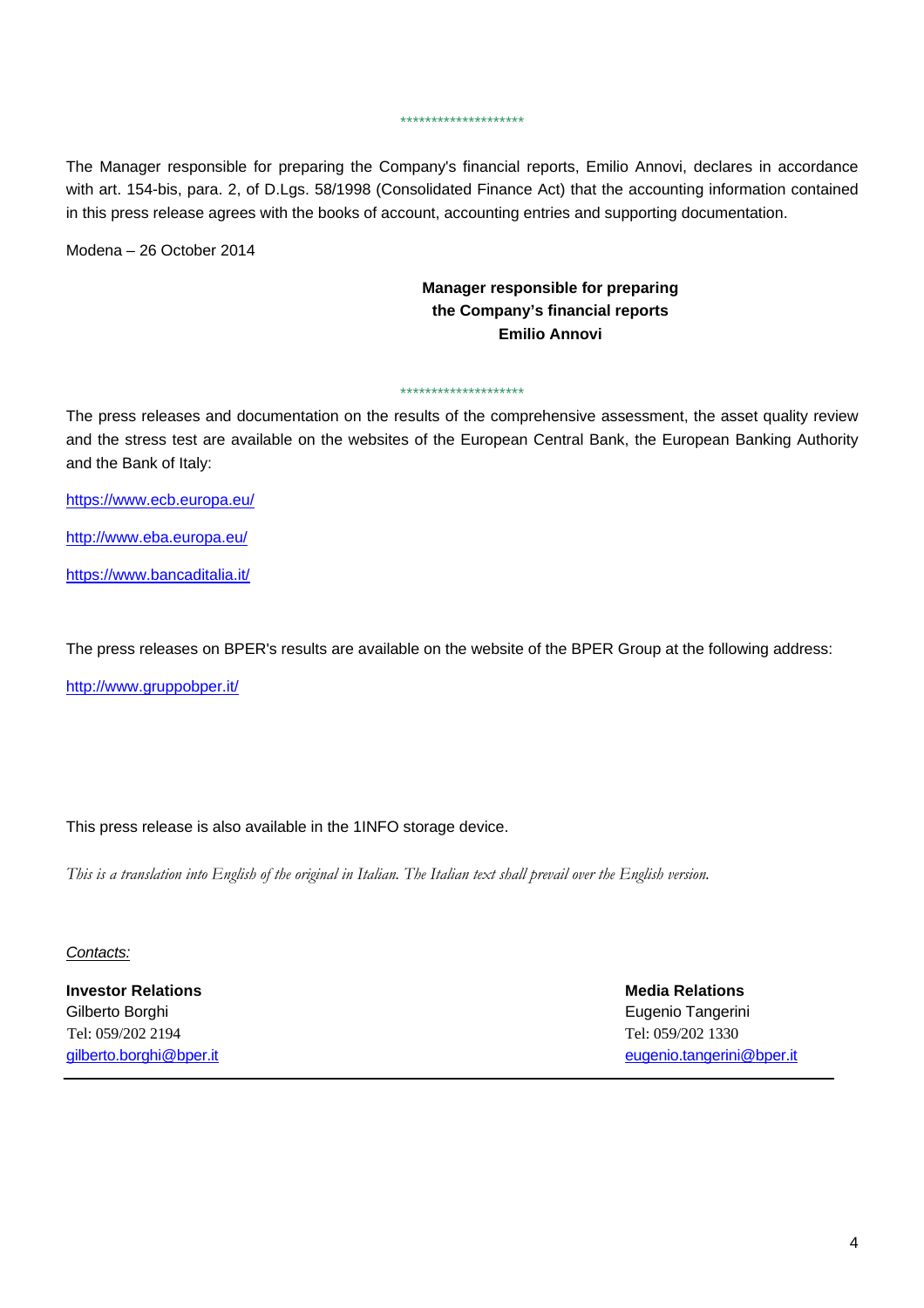********************

The Manager responsible for preparing the Company's financial reports, Emilio Annovi, declares in accordance with art. 154-bis, para. 2, of D.Lgs. 58/1998 (Consolidated Finance Act) that the accounting information contained in this press release agrees with the books of account, accounting entries and supporting documentation.

Modena – 26 October 2014

**Manager responsible for preparing the Company's financial reports Emilio Annovi**

********************

The press releases and documentation on the results of the comprehensive assessment, the asset quality review and the stress test are available on the websites of the European Central Bank, the European Banking Authority and the Bank of Italy:

https://www.ecb.europa.eu/

http://www.eba.europa.eu/

https://www.bancaditalia.it/

The press releases on BPER's results are available on the website of the BPER Group at the following address:

http://www.gruppobper.it/

This press release is also available in the 1INFO storage device.

*This is a translation into English of the original in Italian. The Italian text shall prevail over the English version.*

*Contacts:*

**Investor Relations**
Gilberto Borghi
Tel: 059/202 2194
gilberto.borghi@bper.it

**Media Relations**
Eugenio Tangerini
Tel: 059/202 1330
eugenio.tangerini@bper.it